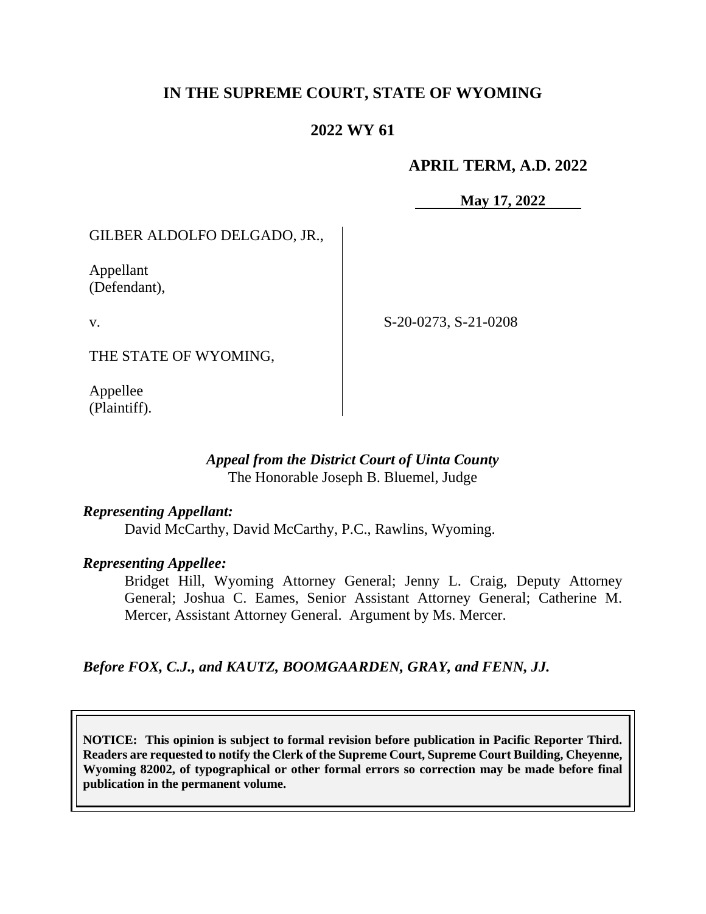# IN THE SUPREME COURT, STATE OF WYOMING

## 2022 WY 61

**APRIL TERM, A.D. 2022**

**May 17, 2022**

GILBER ALDOLFO DELGADO, JR.,

Appellant
(Defendant),

v.

THE STATE OF WYOMING,

Appellee
(Plaintiff).

S-20-0273, S-21-0208

*Appeal from the District Court of Uinta County*
The Honorable Joseph B. Bluemel, Judge

***Representing Appellant:***

David McCarthy, David McCarthy, P.C., Rawlins, Wyoming.

***Representing Appellee:***

Bridget Hill, Wyoming Attorney General; Jenny L. Craig, Deputy Attorney General; Joshua C. Eames, Senior Assistant Attorney General; Catherine M. Mercer, Assistant Attorney General. Argument by Ms. Mercer.

***Before FOX, C.J., and KAUTZ, BOOMGAARDEN, GRAY, and FENN, JJ.***

**NOTICE: This opinion is subject to formal revision before publication in Pacific Reporter Third. Readers are requested to notify the Clerk of the Supreme Court, Supreme Court Building, Cheyenne, Wyoming 82002, of typographical or other formal errors so correction may be made before final publication in the permanent volume.**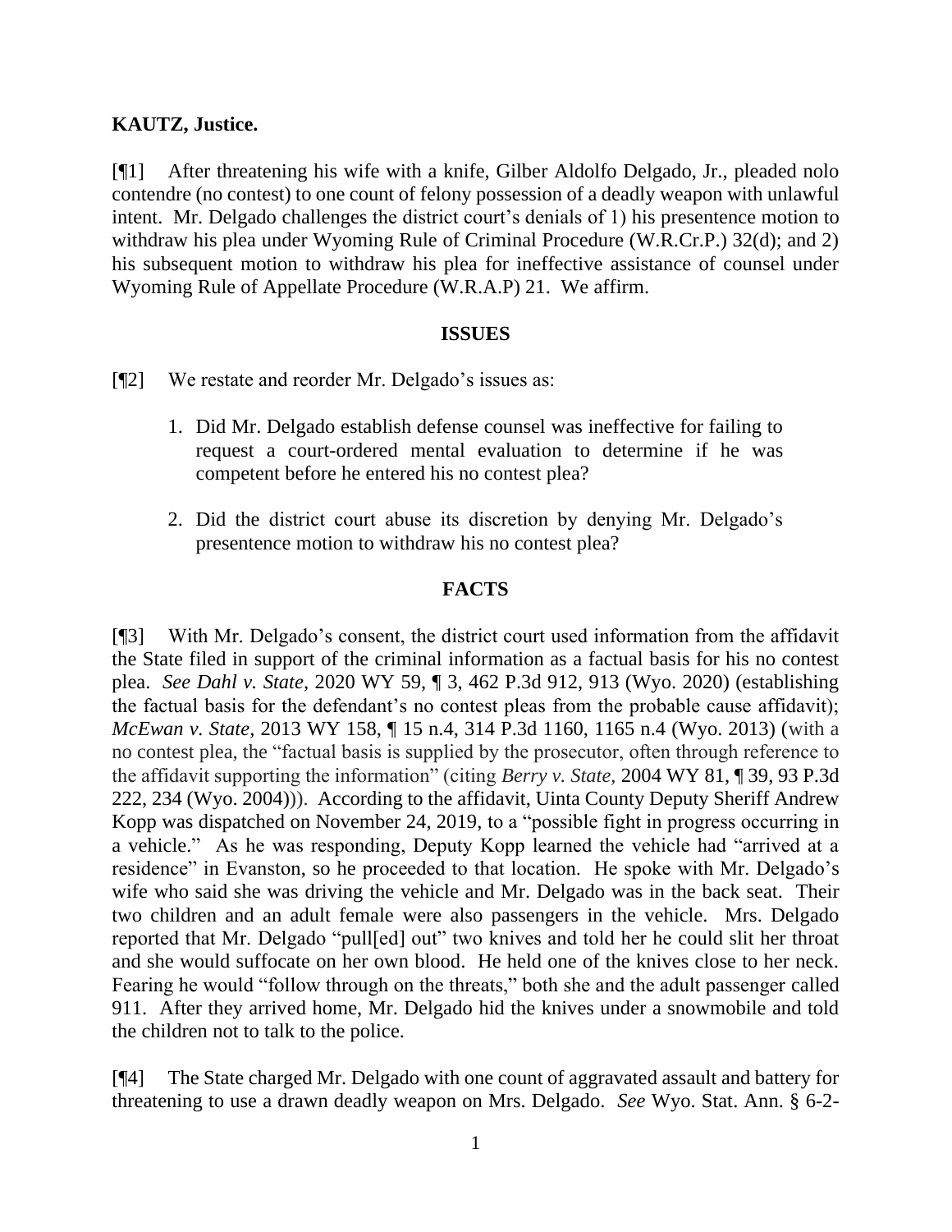**KAUTZ, Justice.**

[¶1] After threatening his wife with a knife, Gilber Aldolfo Delgado, Jr., pleaded nolo contendre (no contest) to one count of felony possession of a deadly weapon with unlawful intent. Mr. Delgado challenges the district court's denials of 1) his presentence motion to withdraw his plea under Wyoming Rule of Criminal Procedure (W.R.Cr.P.) 32(d); and 2) his subsequent motion to withdraw his plea for ineffective assistance of counsel under Wyoming Rule of Appellate Procedure (W.R.A.P) 21. We affirm.

## ISSUES

[¶2] We restate and reorder Mr. Delgado's issues as:

1. Did Mr. Delgado establish defense counsel was ineffective for failing to request a court-ordered mental evaluation to determine if he was competent before he entered his no contest plea?

2. Did the district court abuse its discretion by denying Mr. Delgado's presentence motion to withdraw his no contest plea?

## FACTS

[¶3] With Mr. Delgado's consent, the district court used information from the affidavit the State filed in support of the criminal information as a factual basis for his no contest plea. *See Dahl v. State*, 2020 WY 59, ¶ 3, 462 P.3d 912, 913 (Wyo. 2020) (establishing the factual basis for the defendant's no contest pleas from the probable cause affidavit); *McEwan v. State*, 2013 WY 158, ¶ 15 n.4, 314 P.3d 1160, 1165 n.4 (Wyo. 2013) (with a no contest plea, the "factual basis is supplied by the prosecutor, often through reference to the affidavit supporting the information" (citing *Berry v. State*, 2004 WY 81, ¶ 39, 93 P.3d 222, 234 (Wyo. 2004))). According to the affidavit, Uinta County Deputy Sheriff Andrew Kopp was dispatched on November 24, 2019, to a "possible fight in progress occurring in a vehicle." As he was responding, Deputy Kopp learned the vehicle had "arrived at a residence" in Evanston, so he proceeded to that location. He spoke with Mr. Delgado's wife who said she was driving the vehicle and Mr. Delgado was in the back seat. Their two children and an adult female were also passengers in the vehicle. Mrs. Delgado reported that Mr. Delgado "pull[ed] out" two knives and told her he could slit her throat and she would suffocate on her own blood. He held one of the knives close to her neck. Fearing he would "follow through on the threats," both she and the adult passenger called 911. After they arrived home, Mr. Delgado hid the knives under a snowmobile and told the children not to talk to the police.

[¶4] The State charged Mr. Delgado with one count of aggravated assault and battery for threatening to use a drawn deadly weapon on Mrs. Delgado. *See* Wyo. Stat. Ann. § 6-2-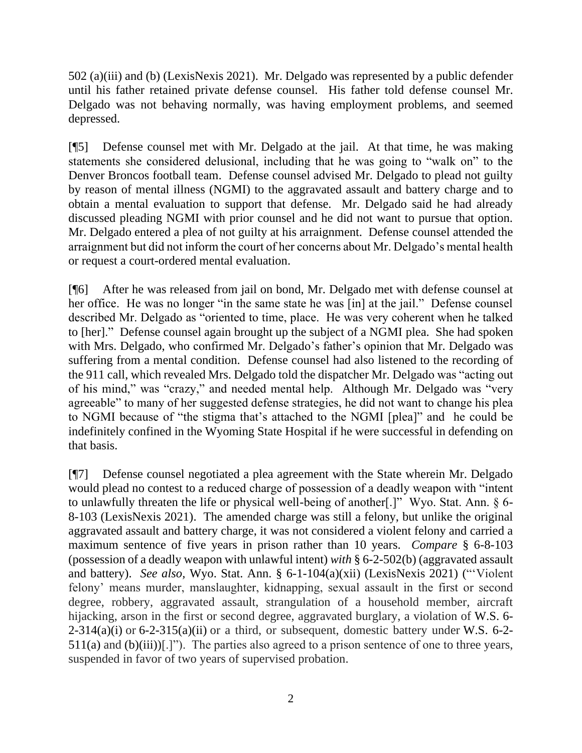502 (a)(iii) and (b) (LexisNexis 2021). Mr. Delgado was represented by a public defender until his father retained private defense counsel. His father told defense counsel Mr. Delgado was not behaving normally, was having employment problems, and seemed depressed.

[¶5] Defense counsel met with Mr. Delgado at the jail. At that time, he was making statements she considered delusional, including that he was going to "walk on" to the Denver Broncos football team. Defense counsel advised Mr. Delgado to plead not guilty by reason of mental illness (NGMI) to the aggravated assault and battery charge and to obtain a mental evaluation to support that defense. Mr. Delgado said he had already discussed pleading NGMI with prior counsel and he did not want to pursue that option. Mr. Delgado entered a plea of not guilty at his arraignment. Defense counsel attended the arraignment but did not inform the court of her concerns about Mr. Delgado's mental health or request a court-ordered mental evaluation.

[¶6] After he was released from jail on bond, Mr. Delgado met with defense counsel at her office. He was no longer "in the same state he was [in] at the jail." Defense counsel described Mr. Delgado as "oriented to time, place. He was very coherent when he talked to [her]." Defense counsel again brought up the subject of a NGMI plea. She had spoken with Mrs. Delgado, who confirmed Mr. Delgado's father's opinion that Mr. Delgado was suffering from a mental condition. Defense counsel had also listened to the recording of the 911 call, which revealed Mrs. Delgado told the dispatcher Mr. Delgado was "acting out of his mind," was "crazy," and needed mental help. Although Mr. Delgado was "very agreeable" to many of her suggested defense strategies, he did not want to change his plea to NGMI because of "the stigma that's attached to the NGMI [plea]" and he could be indefinitely confined in the Wyoming State Hospital if he were successful in defending on that basis.

[¶7] Defense counsel negotiated a plea agreement with the State wherein Mr. Delgado would plead no contest to a reduced charge of possession of a deadly weapon with "intent to unlawfully threaten the life or physical well-being of another[.]" Wyo. Stat. Ann. § 6-8-103 (LexisNexis 2021). The amended charge was still a felony, but unlike the original aggravated assault and battery charge, it was not considered a violent felony and carried a maximum sentence of five years in prison rather than 10 years. *Compare* § 6-8-103 (possession of a deadly weapon with unlawful intent) *with* § 6-2-502(b) (aggravated assault and battery). *See also*, Wyo. Stat. Ann. § 6-1-104(a)(xii) (LexisNexis 2021) ("'Violent felony' means murder, manslaughter, kidnapping, sexual assault in the first or second degree, robbery, aggravated assault, strangulation of a household member, aircraft hijacking, arson in the first or second degree, aggravated burglary, a violation of W.S. 6-2-314(a)(i) or 6-2-315(a)(ii) or a third, or subsequent, domestic battery under W.S. 6-2-511(a) and (b)(iii))[.]"). The parties also agreed to a prison sentence of one to three years, suspended in favor of two years of supervised probation.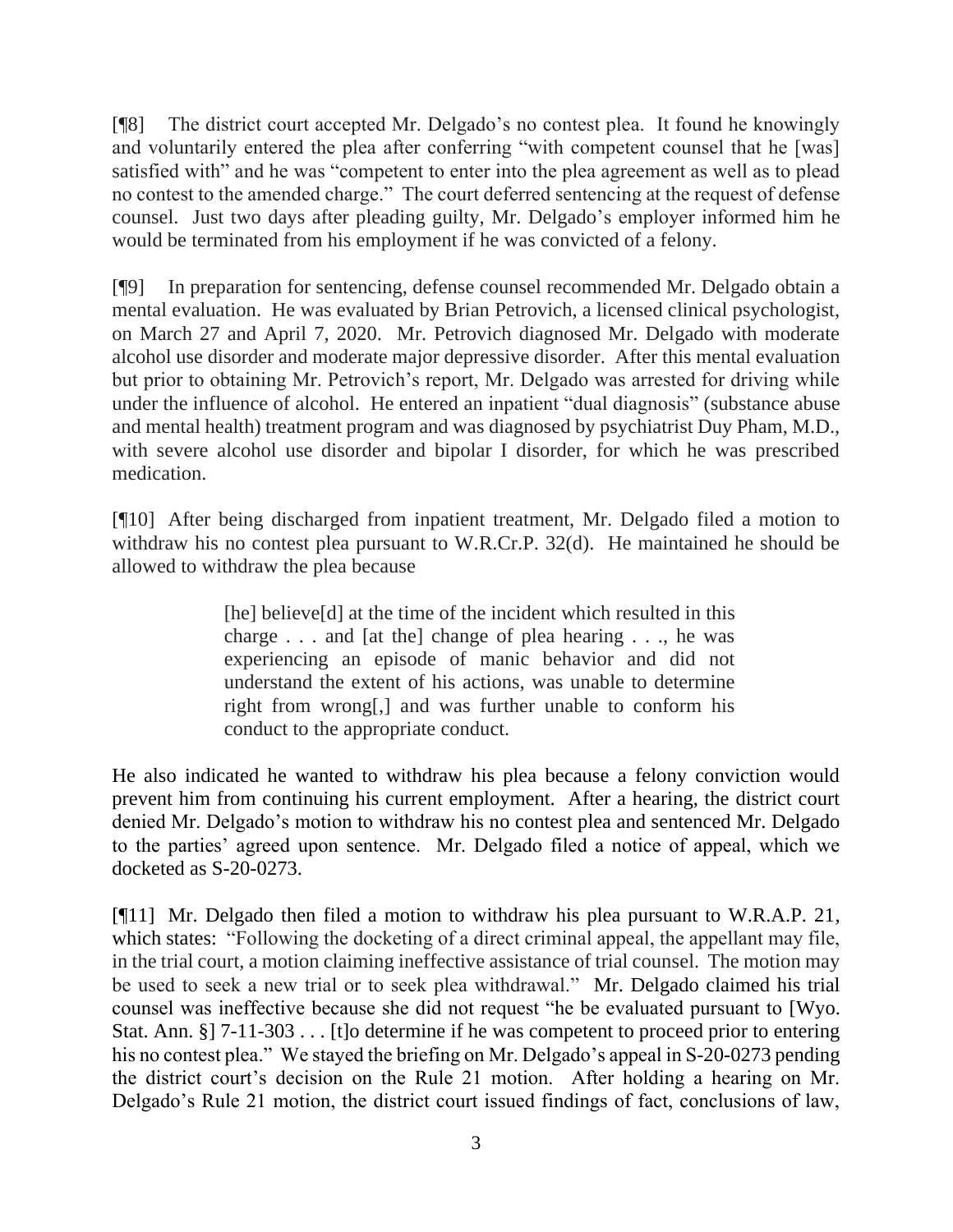[¶8] The district court accepted Mr. Delgado's no contest plea. It found he knowingly and voluntarily entered the plea after conferring "with competent counsel that he [was] satisfied with" and he was "competent to enter into the plea agreement as well as to plead no contest to the amended charge." The court deferred sentencing at the request of defense counsel. Just two days after pleading guilty, Mr. Delgado's employer informed him he would be terminated from his employment if he was convicted of a felony.

[¶9] In preparation for sentencing, defense counsel recommended Mr. Delgado obtain a mental evaluation. He was evaluated by Brian Petrovich, a licensed clinical psychologist, on March 27 and April 7, 2020. Mr. Petrovich diagnosed Mr. Delgado with moderate alcohol use disorder and moderate major depressive disorder. After this mental evaluation but prior to obtaining Mr. Petrovich's report, Mr. Delgado was arrested for driving while under the influence of alcohol. He entered an inpatient "dual diagnosis" (substance abuse and mental health) treatment program and was diagnosed by psychiatrist Duy Pham, M.D., with severe alcohol use disorder and bipolar I disorder, for which he was prescribed medication.

[¶10] After being discharged from inpatient treatment, Mr. Delgado filed a motion to withdraw his no contest plea pursuant to W.R.Cr.P. 32(d). He maintained he should be allowed to withdraw the plea because

> [he] believe[d] at the time of the incident which resulted in this charge . . . and [at the] change of plea hearing . . ., he was experiencing an episode of manic behavior and did not understand the extent of his actions, was unable to determine right from wrong[,] and was further unable to conform his conduct to the appropriate conduct.

He also indicated he wanted to withdraw his plea because a felony conviction would prevent him from continuing his current employment. After a hearing, the district court denied Mr. Delgado's motion to withdraw his no contest plea and sentenced Mr. Delgado to the parties' agreed upon sentence. Mr. Delgado filed a notice of appeal, which we docketed as S-20-0273.

[¶11] Mr. Delgado then filed a motion to withdraw his plea pursuant to W.R.A.P. 21, which states: "Following the docketing of a direct criminal appeal, the appellant may file, in the trial court, a motion claiming ineffective assistance of trial counsel. The motion may be used to seek a new trial or to seek plea withdrawal." Mr. Delgado claimed his trial counsel was ineffective because she did not request "he be evaluated pursuant to [Wyo. Stat. Ann. §] 7-11-303 . . . [t]o determine if he was competent to proceed prior to entering his no contest plea." We stayed the briefing on Mr. Delgado's appeal in S-20-0273 pending the district court's decision on the Rule 21 motion. After holding a hearing on Mr. Delgado's Rule 21 motion, the district court issued findings of fact, conclusions of law,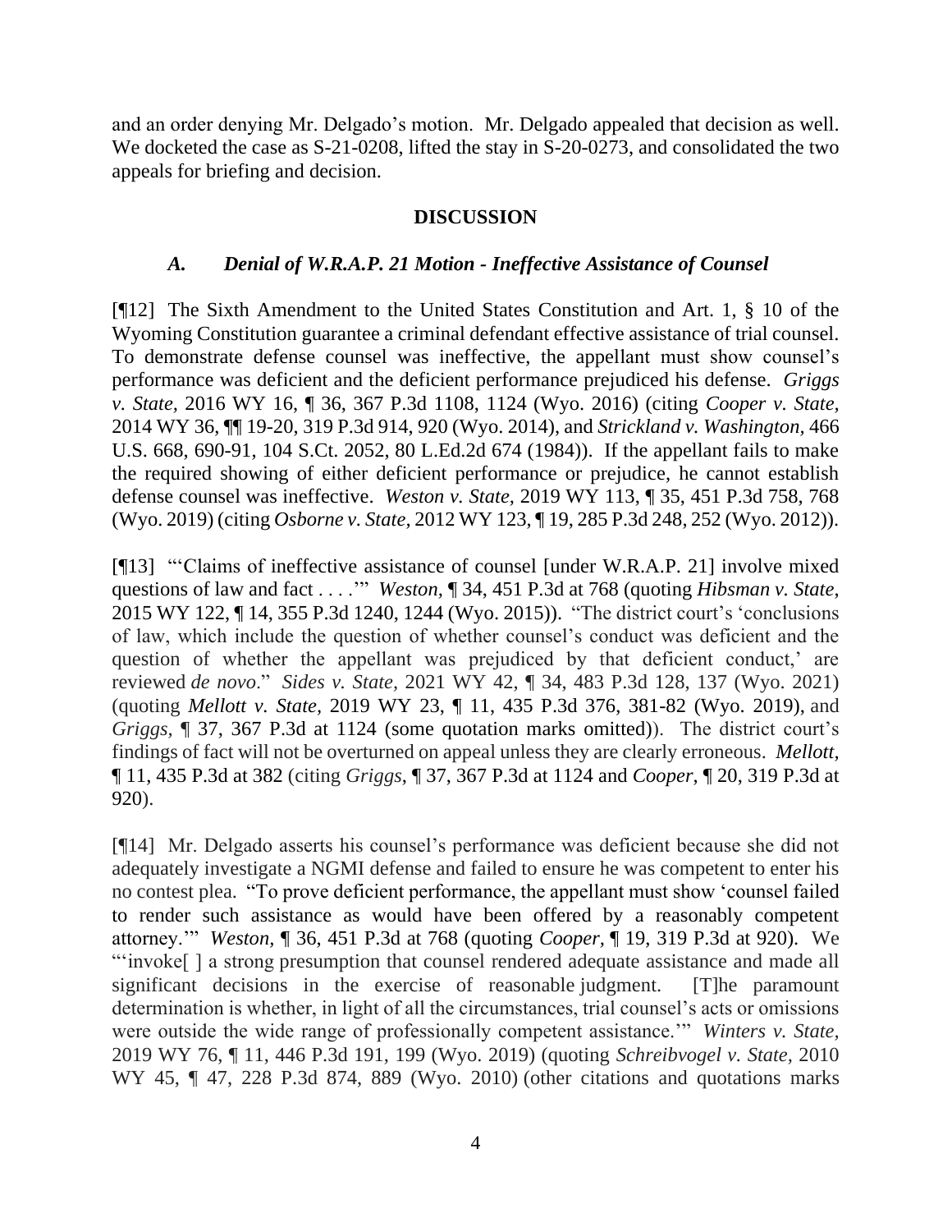and an order denying Mr. Delgado's motion. Mr. Delgado appealed that decision as well. We docketed the case as S-21-0208, lifted the stay in S-20-0273, and consolidated the two appeals for briefing and decision.

## DISCUSSION

### *A. Denial of W.R.A.P. 21 Motion - Ineffective Assistance of Counsel*

[¶12] The Sixth Amendment to the United States Constitution and Art. 1, § 10 of the Wyoming Constitution guarantee a criminal defendant effective assistance of trial counsel. To demonstrate defense counsel was ineffective, the appellant must show counsel's performance was deficient and the deficient performance prejudiced his defense. *Griggs v. State,* 2016 WY 16, ¶ 36, 367 P.3d 1108, 1124 (Wyo. 2016) (citing *Cooper v. State,* 2014 WY 36, ¶¶ 19-20, 319 P.3d 914, 920 (Wyo. 2014), and *Strickland v. Washington,* 466 U.S. 668, 690-91, 104 S.Ct. 2052, 80 L.Ed.2d 674 (1984)). If the appellant fails to make the required showing of either deficient performance or prejudice, he cannot establish defense counsel was ineffective. *Weston v. State,* 2019 WY 113, ¶ 35, 451 P.3d 758, 768 (Wyo. 2019) (citing *Osborne v. State,* 2012 WY 123, ¶ 19, 285 P.3d 248, 252 (Wyo. 2012)).

[¶13] "'Claims of ineffective assistance of counsel [under W.R.A.P. 21] involve mixed questions of law and fact . . . .'" *Weston,* ¶ 34, 451 P.3d at 768 (quoting *Hibsman v. State,* 2015 WY 122, ¶ 14, 355 P.3d 1240, 1244 (Wyo. 2015)). "The district court's 'conclusions of law, which include the question of whether counsel's conduct was deficient and the question of whether the appellant was prejudiced by that deficient conduct,' are reviewed *de novo*." *Sides v. State*, 2021 WY 42, ¶ 34, 483 P.3d 128, 137 (Wyo. 2021) (quoting *Mellott v. State,* 2019 WY 23, ¶ 11, 435 P.3d 376, 381-82 (Wyo. 2019), and *Griggs,* ¶ 37, 367 P.3d at 1124 (some quotation marks omitted)). The district court's findings of fact will not be overturned on appeal unless they are clearly erroneous. *Mellott,* ¶ 11, 435 P.3d at 382 (citing *Griggs*, ¶ 37, 367 P.3d at 1124 and *Cooper*, ¶ 20, 319 P.3d at 920).

[¶14] Mr. Delgado asserts his counsel's performance was deficient because she did not adequately investigate a NGMI defense and failed to ensure he was competent to enter his no contest plea. "To prove deficient performance, the appellant must show 'counsel failed to render such assistance as would have been offered by a reasonably competent attorney.'" *Weston*, ¶ 36, 451 P.3d at 768 (quoting *Cooper*, ¶ 19, 319 P.3d at 920). We "'invoke[ ] a strong presumption that counsel rendered adequate assistance and made all significant decisions in the exercise of reasonable judgment. [T]he paramount determination is whether, in light of all the circumstances, trial counsel's acts or omissions were outside the wide range of professionally competent assistance.'" *Winters v. State,* 2019 WY 76, ¶ 11, 446 P.3d 191, 199 (Wyo. 2019) (quoting *Schreibvogel v. State,* 2010 WY 45, ¶ 47, 228 P.3d 874, 889 (Wyo. 2010) (other citations and quotations marks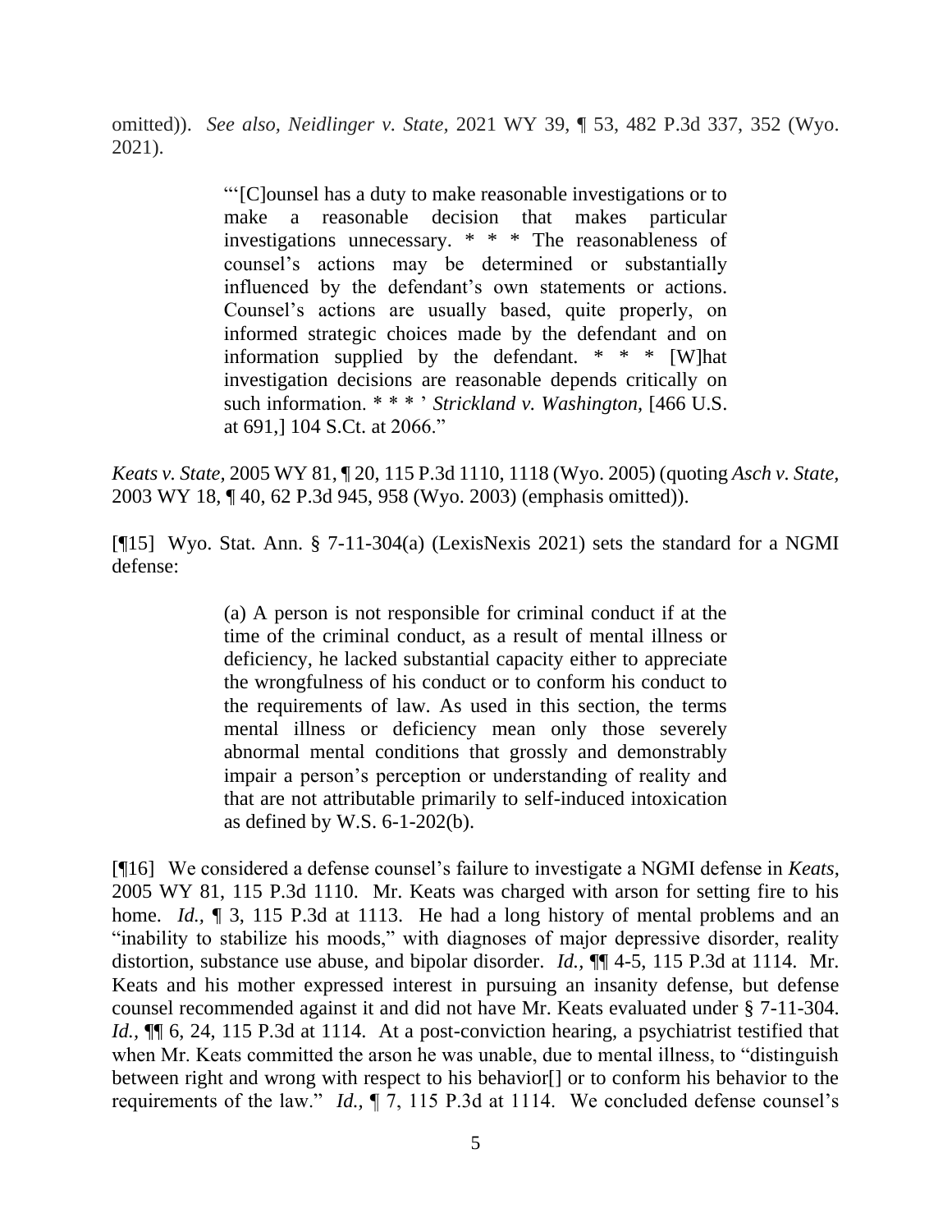omitted)). *See also*, *Neidlinger v. State*, 2021 WY 39, ¶ 53, 482 P.3d 337, 352 (Wyo. 2021).

> "'[C]ounsel has a duty to make reasonable investigations or to make a reasonable decision that makes particular investigations unnecessary. * * * The reasonableness of counsel's actions may be determined or substantially influenced by the defendant's own statements or actions. Counsel's actions are usually based, quite properly, on informed strategic choices made by the defendant and on information supplied by the defendant. * * * [W]hat investigation decisions are reasonable depends critically on such information. * * * ' *Strickland v. Washington*, [466 U.S. at 691,] 104 S.Ct. at 2066."

*Keats v. State*, 2005 WY 81, ¶ 20, 115 P.3d 1110, 1118 (Wyo. 2005) (quoting *Asch v. State*, 2003 WY 18, ¶ 40, 62 P.3d 945, 958 (Wyo. 2003) (emphasis omitted)).

[¶15] Wyo. Stat. Ann. § 7-11-304(a) (LexisNexis 2021) sets the standard for a NGMI defense:

> (a) A person is not responsible for criminal conduct if at the time of the criminal conduct, as a result of mental illness or deficiency, he lacked substantial capacity either to appreciate the wrongfulness of his conduct or to conform his conduct to the requirements of law. As used in this section, the terms mental illness or deficiency mean only those severely abnormal mental conditions that grossly and demonstrably impair a person's perception or understanding of reality and that are not attributable primarily to self-induced intoxication as defined by W.S. 6-1-202(b).

[¶16] We considered a defense counsel's failure to investigate a NGMI defense in *Keats*, 2005 WY 81, 115 P.3d 1110. Mr. Keats was charged with arson for setting fire to his home. *Id.*, ¶ 3, 115 P.3d at 1113. He had a long history of mental problems and an "inability to stabilize his moods," with diagnoses of major depressive disorder, reality distortion, substance use abuse, and bipolar disorder. *Id.*, ¶¶ 4-5, 115 P.3d at 1114. Mr. Keats and his mother expressed interest in pursuing an insanity defense, but defense counsel recommended against it and did not have Mr. Keats evaluated under § 7-11-304. *Id.*, ¶¶ 6, 24, 115 P.3d at 1114. At a post-conviction hearing, a psychiatrist testified that when Mr. Keats committed the arson he was unable, due to mental illness, to "distinguish between right and wrong with respect to his behavior[] or to conform his behavior to the requirements of the law." *Id.*, ¶ 7, 115 P.3d at 1114. We concluded defense counsel's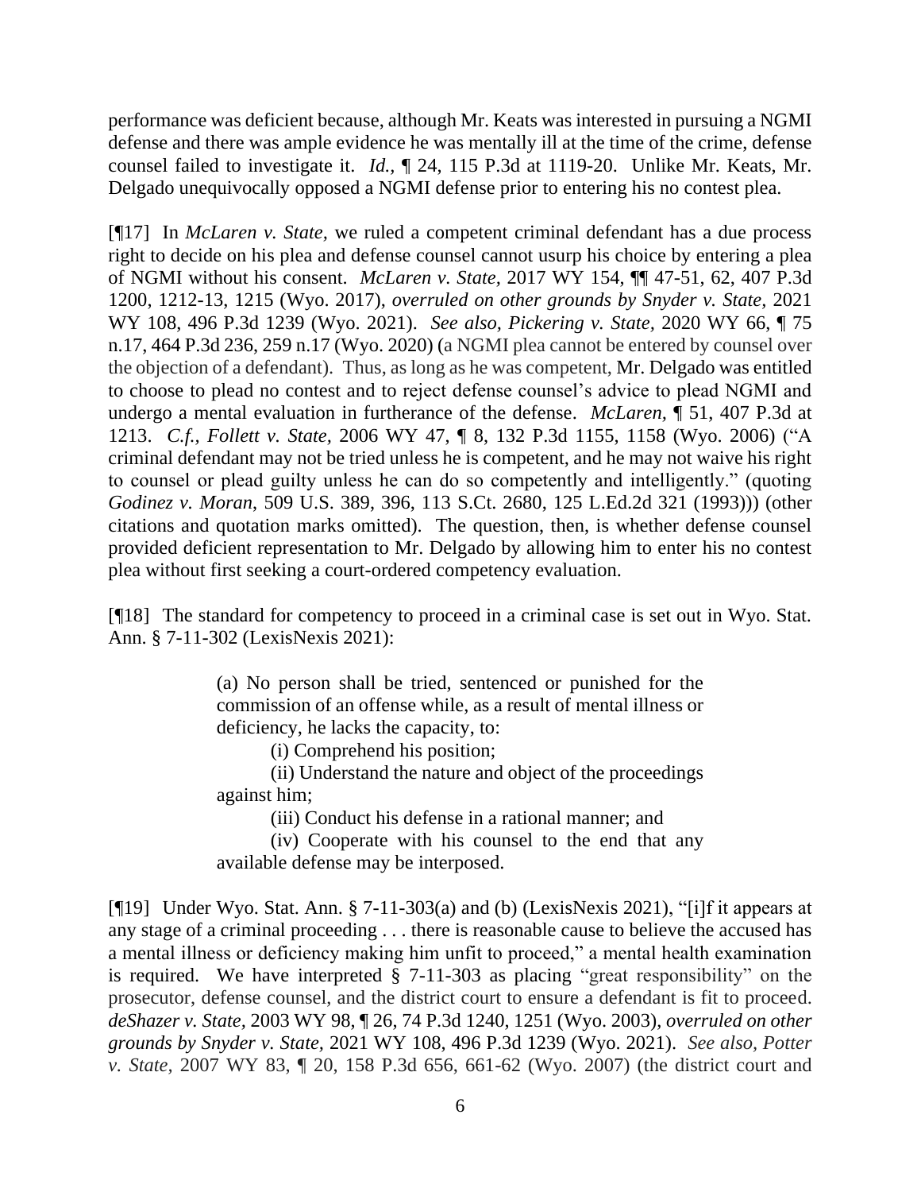performance was deficient because, although Mr. Keats was interested in pursuing a NGMI defense and there was ample evidence he was mentally ill at the time of the crime, defense counsel failed to investigate it. *Id.*, ¶ 24, 115 P.3d at 1119-20. Unlike Mr. Keats, Mr. Delgado unequivocally opposed a NGMI defense prior to entering his no contest plea.

[¶17] In *McLaren v. State*, we ruled a competent criminal defendant has a due process right to decide on his plea and defense counsel cannot usurp his choice by entering a plea of NGMI without his consent. *McLaren v. State*, 2017 WY 154, ¶¶ 47-51, 62, 407 P.3d 1200, 1212-13, 1215 (Wyo. 2017), *overruled on other grounds by Snyder v. State*, 2021 WY 108, 496 P.3d 1239 (Wyo. 2021). *See also*, *Pickering v. State*, 2020 WY 66, ¶ 75 n.17, 464 P.3d 236, 259 n.17 (Wyo. 2020) (a NGMI plea cannot be entered by counsel over the objection of a defendant). Thus, as long as he was competent, Mr. Delgado was entitled to choose to plead no contest and to reject defense counsel's advice to plead NGMI and undergo a mental evaluation in furtherance of the defense. *McLaren*, ¶ 51, 407 P.3d at 1213. *C.f.*, *Follett v. State*, 2006 WY 47, ¶ 8, 132 P.3d 1155, 1158 (Wyo. 2006) ("A criminal defendant may not be tried unless he is competent, and he may not waive his right to counsel or plead guilty unless he can do so competently and intelligently." (quoting *Godinez v. Moran*, 509 U.S. 389, 396, 113 S.Ct. 2680, 125 L.Ed.2d 321 (1993))) (other citations and quotation marks omitted). The question, then, is whether defense counsel provided deficient representation to Mr. Delgado by allowing him to enter his no contest plea without first seeking a court-ordered competency evaluation.

[¶18] The standard for competency to proceed in a criminal case is set out in Wyo. Stat. Ann. § 7-11-302 (LexisNexis 2021):

> (a) No person shall be tried, sentenced or punished for the commission of an offense while, as a result of mental illness or deficiency, he lacks the capacity, to:
>
> (i) Comprehend his position;
>
> (ii) Understand the nature and object of the proceedings against him;
>
> (iii) Conduct his defense in a rational manner; and
>
> (iv) Cooperate with his counsel to the end that any available defense may be interposed.

[¶19] Under Wyo. Stat. Ann. § 7-11-303(a) and (b) (LexisNexis 2021), "[i]f it appears at any stage of a criminal proceeding . . . there is reasonable cause to believe the accused has a mental illness or deficiency making him unfit to proceed," a mental health examination is required. We have interpreted § 7-11-303 as placing "great responsibility" on the prosecutor, defense counsel, and the district court to ensure a defendant is fit to proceed. *deShazer v. State*, 2003 WY 98, ¶ 26, 74 P.3d 1240, 1251 (Wyo. 2003), *overruled on other grounds by Snyder v. State*, 2021 WY 108, 496 P.3d 1239 (Wyo. 2021). *See also*, *Potter v. State*, 2007 WY 83, ¶ 20, 158 P.3d 656, 661-62 (Wyo. 2007) (the district court and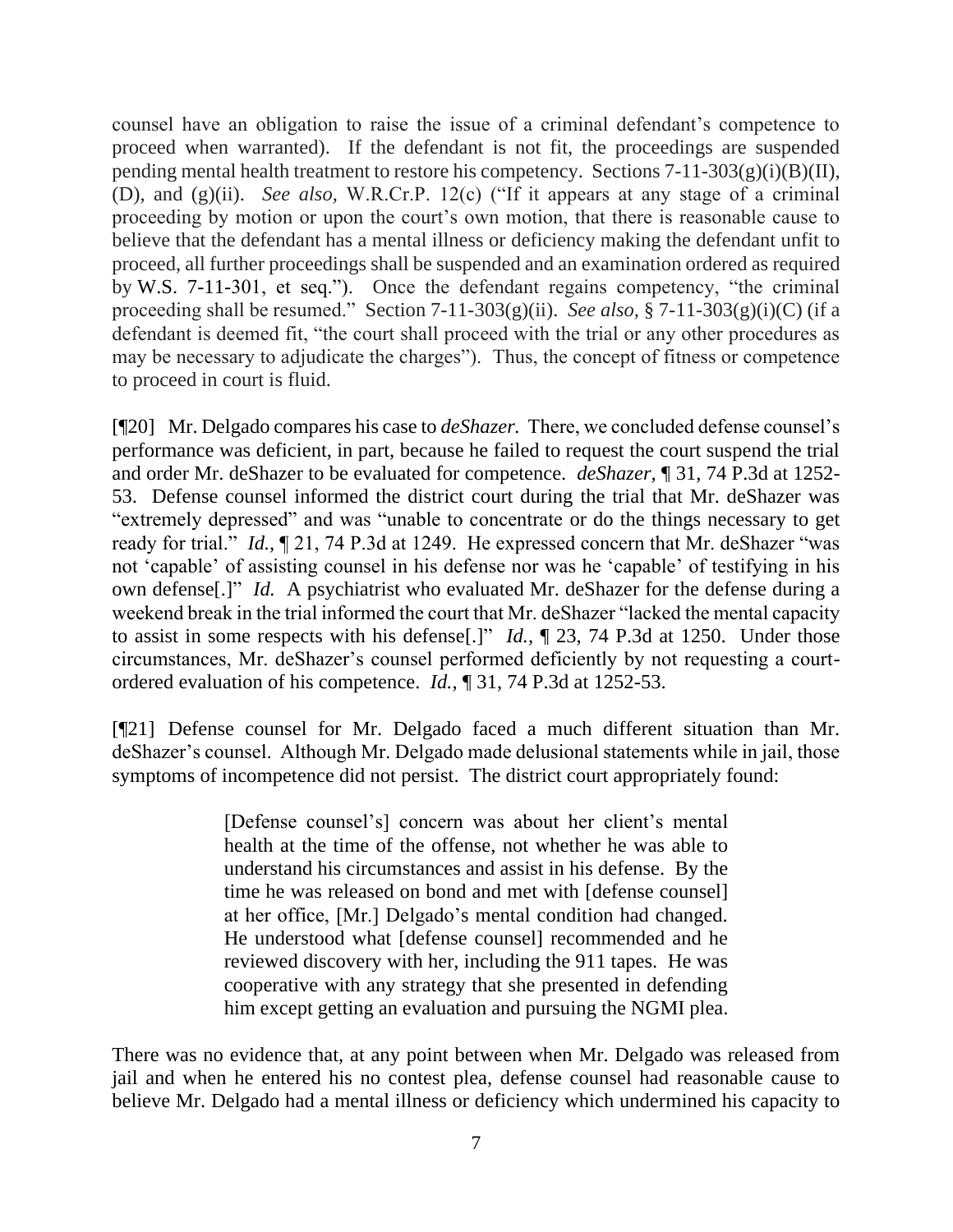counsel have an obligation to raise the issue of a criminal defendant's competence to proceed when warranted). If the defendant is not fit, the proceedings are suspended pending mental health treatment to restore his competency. Sections 7-11-303(g)(i)(B)(II), (D), and (g)(ii). *See also,* W.R.Cr.P. 12(c) ("If it appears at any stage of a criminal proceeding by motion or upon the court's own motion, that there is reasonable cause to believe that the defendant has a mental illness or deficiency making the defendant unfit to proceed, all further proceedings shall be suspended and an examination ordered as required by W.S. 7-11-301, et seq."). Once the defendant regains competency, "the criminal proceeding shall be resumed." Section 7-11-303(g)(ii). *See also,* § 7-11-303(g)(i)(C) (if a defendant is deemed fit, "the court shall proceed with the trial or any other procedures as may be necessary to adjudicate the charges"). Thus, the concept of fitness or competence to proceed in court is fluid.

[¶20] Mr. Delgado compares his case to *deShazer.* There, we concluded defense counsel's performance was deficient, in part, because he failed to request the court suspend the trial and order Mr. deShazer to be evaluated for competence. *deShazer,* ¶ 31, 74 P.3d at 1252-53. Defense counsel informed the district court during the trial that Mr. deShazer was "extremely depressed" and was "unable to concentrate or do the things necessary to get ready for trial." *Id.,* ¶ 21, 74 P.3d at 1249. He expressed concern that Mr. deShazer "was not 'capable' of assisting counsel in his defense nor was he 'capable' of testifying in his own defense[.]" *Id.* A psychiatrist who evaluated Mr. deShazer for the defense during a weekend break in the trial informed the court that Mr. deShazer "lacked the mental capacity to assist in some respects with his defense[.]" *Id.,* ¶ 23, 74 P.3d at 1250. Under those circumstances, Mr. deShazer's counsel performed deficiently by not requesting a court-ordered evaluation of his competence. *Id.,* ¶ 31, 74 P.3d at 1252-53.

[¶21] Defense counsel for Mr. Delgado faced a much different situation than Mr. deShazer's counsel. Although Mr. Delgado made delusional statements while in jail, those symptoms of incompetence did not persist. The district court appropriately found:

> [Defense counsel's] concern was about her client's mental health at the time of the offense, not whether he was able to understand his circumstances and assist in his defense. By the time he was released on bond and met with [defense counsel] at her office, [Mr.] Delgado's mental condition had changed. He understood what [defense counsel] recommended and he reviewed discovery with her, including the 911 tapes. He was cooperative with any strategy that she presented in defending him except getting an evaluation and pursuing the NGMI plea.

There was no evidence that, at any point between when Mr. Delgado was released from jail and when he entered his no contest plea, defense counsel had reasonable cause to believe Mr. Delgado had a mental illness or deficiency which undermined his capacity to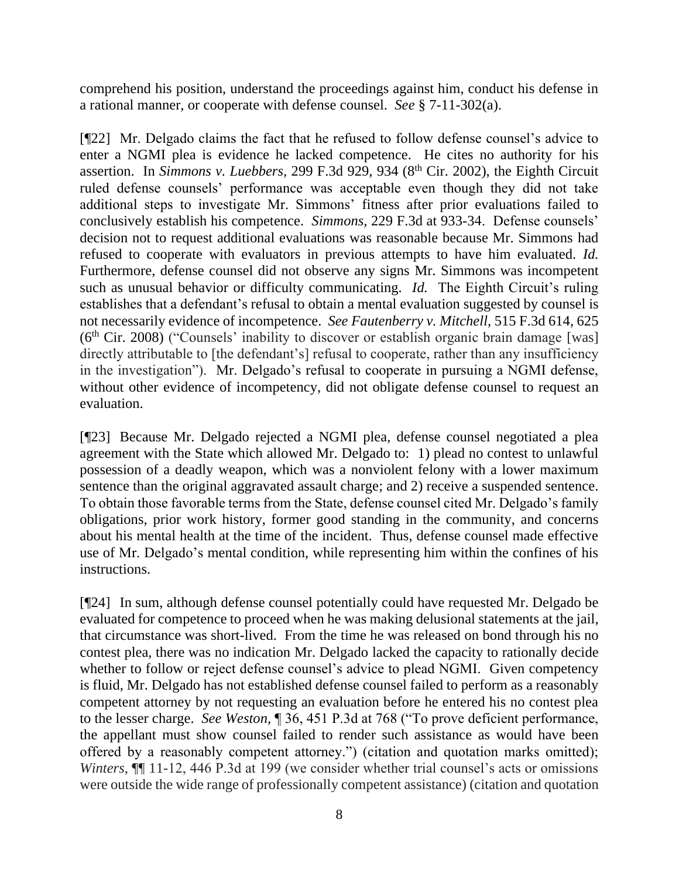comprehend his position, understand the proceedings against him, conduct his defense in a rational manner, or cooperate with defense counsel. *See* § 7-11-302(a).

[¶22] Mr. Delgado claims the fact that he refused to follow defense counsel's advice to enter a NGMI plea is evidence he lacked competence. He cites no authority for his assertion. In *Simmons v. Luebbers*, 299 F.3d 929, 934 (8th Cir. 2002), the Eighth Circuit ruled defense counsels' performance was acceptable even though they did not take additional steps to investigate Mr. Simmons' fitness after prior evaluations failed to conclusively establish his competence. *Simmons*, 229 F.3d at 933-34. Defense counsels' decision not to request additional evaluations was reasonable because Mr. Simmons had refused to cooperate with evaluators in previous attempts to have him evaluated. *Id.* Furthermore, defense counsel did not observe any signs Mr. Simmons was incompetent such as unusual behavior or difficulty communicating. *Id.* The Eighth Circuit's ruling establishes that a defendant's refusal to obtain a mental evaluation suggested by counsel is not necessarily evidence of incompetence. *See Fautenberry v. Mitchell*, 515 F.3d 614, 625 (6th Cir. 2008) ("Counsels' inability to discover or establish organic brain damage [was] directly attributable to [the defendant's] refusal to cooperate, rather than any insufficiency in the investigation"). Mr. Delgado's refusal to cooperate in pursuing a NGMI defense, without other evidence of incompetency, did not obligate defense counsel to request an evaluation.

[¶23] Because Mr. Delgado rejected a NGMI plea, defense counsel negotiated a plea agreement with the State which allowed Mr. Delgado to: 1) plead no contest to unlawful possession of a deadly weapon, which was a nonviolent felony with a lower maximum sentence than the original aggravated assault charge; and 2) receive a suspended sentence. To obtain those favorable terms from the State, defense counsel cited Mr. Delgado's family obligations, prior work history, former good standing in the community, and concerns about his mental health at the time of the incident. Thus, defense counsel made effective use of Mr. Delgado's mental condition, while representing him within the confines of his instructions.

[¶24] In sum, although defense counsel potentially could have requested Mr. Delgado be evaluated for competence to proceed when he was making delusional statements at the jail, that circumstance was short-lived. From the time he was released on bond through his no contest plea, there was no indication Mr. Delgado lacked the capacity to rationally decide whether to follow or reject defense counsel's advice to plead NGMI. Given competency is fluid, Mr. Delgado has not established defense counsel failed to perform as a reasonably competent attorney by not requesting an evaluation before he entered his no contest plea to the lesser charge. *See Weston*, ¶ 36, 451 P.3d at 768 ("To prove deficient performance, the appellant must show counsel failed to render such assistance as would have been offered by a reasonably competent attorney.") (citation and quotation marks omitted); *Winters*, ¶¶ 11-12, 446 P.3d at 199 (we consider whether trial counsel's acts or omissions were outside the wide range of professionally competent assistance) (citation and quotation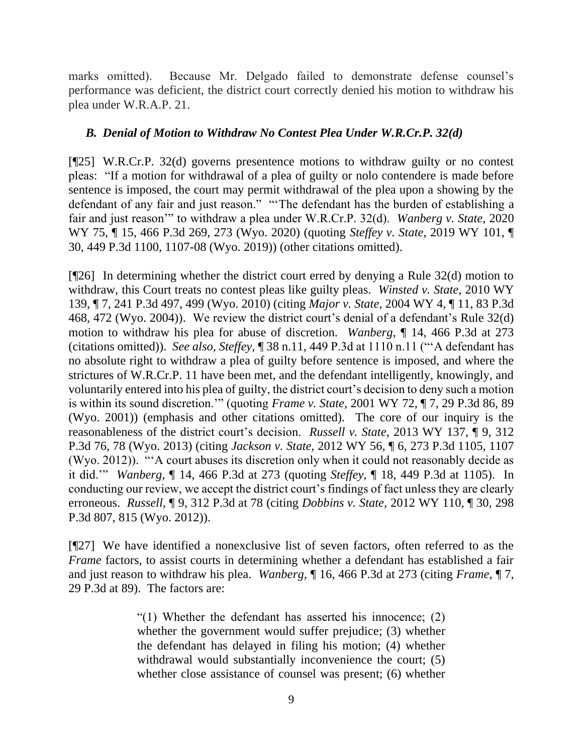marks omitted). Because Mr. Delgado failed to demonstrate defense counsel's performance was deficient, the district court correctly denied his motion to withdraw his plea under W.R.A.P. 21.

### *B. Denial of Motion to Withdraw No Contest Plea Under W.R.Cr.P. 32(d)*

[¶25] W.R.Cr.P. 32(d) governs presentence motions to withdraw guilty or no contest pleas: "If a motion for withdrawal of a plea of guilty or nolo contendere is made before sentence is imposed, the court may permit withdrawal of the plea upon a showing by the defendant of any fair and just reason." "'The defendant has the burden of establishing a fair and just reason'" to withdraw a plea under W.R.Cr.P. 32(d). *Wanberg v. State,* 2020 WY 75, ¶ 15, 466 P.3d 269, 273 (Wyo. 2020) (quoting *Steffey v. State*, 2019 WY 101, ¶ 30, 449 P.3d 1100, 1107-08 (Wyo. 2019)) (other citations omitted).

[¶26] In determining whether the district court erred by denying a Rule 32(d) motion to withdraw, this Court treats no contest pleas like guilty pleas. *Winsted v. State,* 2010 WY 139, ¶ 7, 241 P.3d 497, 499 (Wyo. 2010) (citing *Major v. State*, 2004 WY 4, ¶ 11, 83 P.3d 468, 472 (Wyo. 2004)). We review the district court's denial of a defendant's Rule 32(d) motion to withdraw his plea for abuse of discretion. *Wanberg,* ¶ 14, 466 P.3d at 273 (citations omitted)). *See also, Steffey,* ¶ 38 n.11, 449 P.3d at 1110 n.11 ("'A defendant has no absolute right to withdraw a plea of guilty before sentence is imposed, and where the strictures of W.R.Cr.P. 11 have been met, and the defendant intelligently, knowingly, and voluntarily entered into his plea of guilty, the district court's decision to deny such a motion is within its sound discretion.'" (quoting *Frame v. State,* 2001 WY 72, ¶ 7, 29 P.3d 86, 89 (Wyo. 2001)) (emphasis and other citations omitted). The core of our inquiry is the reasonableness of the district court's decision. *Russell v. State,* 2013 WY 137, ¶ 9, 312 P.3d 76, 78 (Wyo. 2013) (citing *Jackson v. State,* 2012 WY 56, ¶ 6, 273 P.3d 1105, 1107 (Wyo. 2012)). "'A court abuses its discretion only when it could not reasonably decide as it did.'" *Wanberg,* ¶ 14, 466 P.3d at 273 (quoting *Steffey,* ¶ 18, 449 P.3d at 1105). In conducting our review, we accept the district court's findings of fact unless they are clearly erroneous. *Russell,* ¶ 9, 312 P.3d at 78 (citing *Dobbins v. State,* 2012 WY 110, ¶ 30, 298 P.3d 807, 815 (Wyo. 2012)).

[¶27] We have identified a nonexclusive list of seven factors, often referred to as the *Frame* factors, to assist courts in determining whether a defendant has established a fair and just reason to withdraw his plea. *Wanberg,* ¶ 16, 466 P.3d at 273 (citing *Frame,* ¶ 7, 29 P.3d at 89). The factors are:

> "(1) Whether the defendant has asserted his innocence; (2) whether the government would suffer prejudice; (3) whether the defendant has delayed in filing his motion; (4) whether withdrawal would substantially inconvenience the court; (5) whether close assistance of counsel was present; (6) whether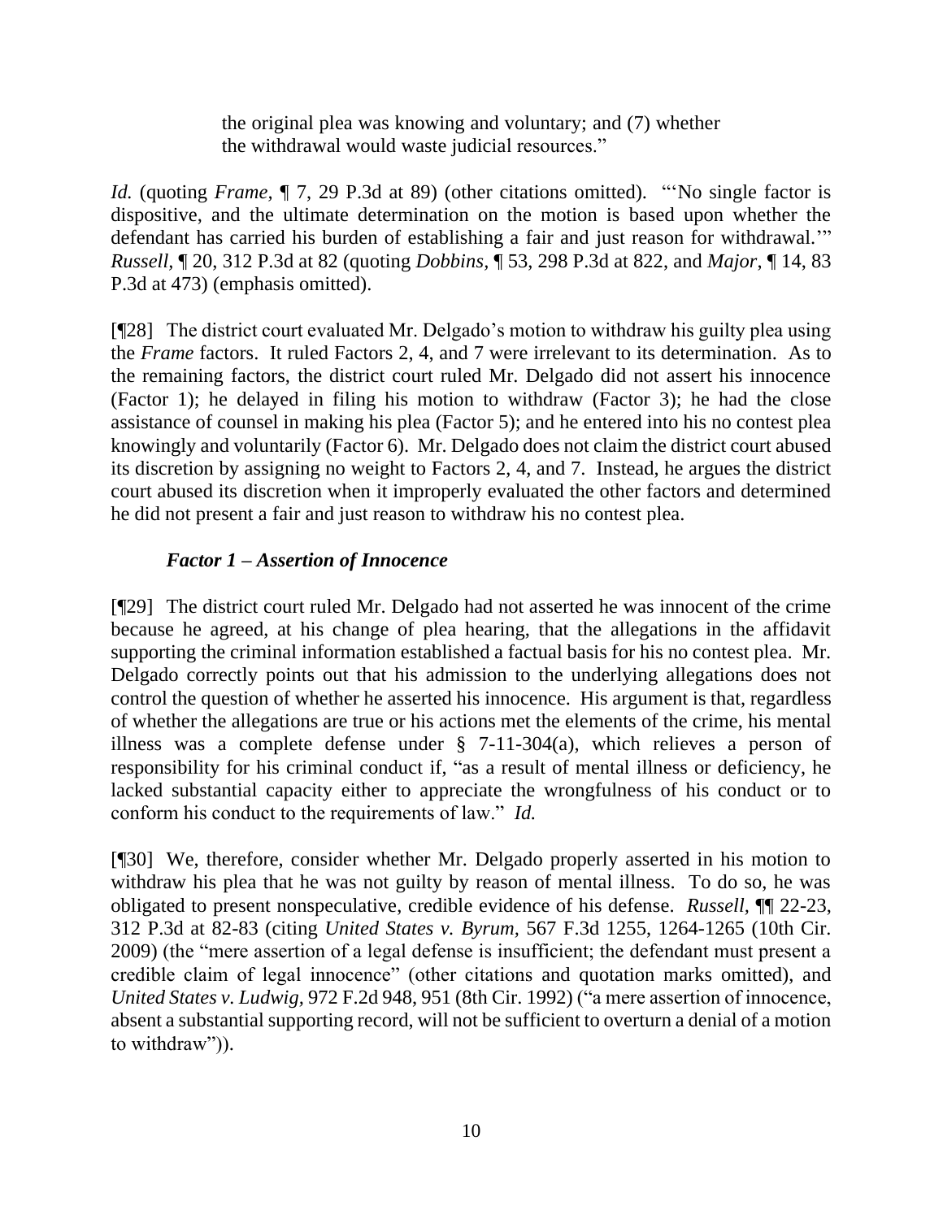> the original plea was knowing and voluntary; and (7) whether the withdrawal would waste judicial resources."

*Id.* (quoting *Frame*, ¶ 7, 29 P.3d at 89) (other citations omitted). "'No single factor is dispositive, and the ultimate determination on the motion is based upon whether the defendant has carried his burden of establishing a fair and just reason for withdrawal.'" *Russell*, ¶ 20, 312 P.3d at 82 (quoting *Dobbins*, ¶ 53, 298 P.3d at 822, and *Major*, ¶ 14, 83 P.3d at 473) (emphasis omitted).

[¶28] The district court evaluated Mr. Delgado's motion to withdraw his guilty plea using the *Frame* factors. It ruled Factors 2, 4, and 7 were irrelevant to its determination. As to the remaining factors, the district court ruled Mr. Delgado did not assert his innocence (Factor 1); he delayed in filing his motion to withdraw (Factor 3); he had the close assistance of counsel in making his plea (Factor 5); and he entered into his no contest plea knowingly and voluntarily (Factor 6). Mr. Delgado does not claim the district court abused its discretion by assigning no weight to Factors 2, 4, and 7. Instead, he argues the district court abused its discretion when it improperly evaluated the other factors and determined he did not present a fair and just reason to withdraw his no contest plea.

***Factor 1 – Assertion of Innocence***

[¶29] The district court ruled Mr. Delgado had not asserted he was innocent of the crime because he agreed, at his change of plea hearing, that the allegations in the affidavit supporting the criminal information established a factual basis for his no contest plea. Mr. Delgado correctly points out that his admission to the underlying allegations does not control the question of whether he asserted his innocence. His argument is that, regardless of whether the allegations are true or his actions met the elements of the crime, his mental illness was a complete defense under § 7-11-304(a), which relieves a person of responsibility for his criminal conduct if, "as a result of mental illness or deficiency, he lacked substantial capacity either to appreciate the wrongfulness of his conduct or to conform his conduct to the requirements of law." *Id.*

[¶30] We, therefore, consider whether Mr. Delgado properly asserted in his motion to withdraw his plea that he was not guilty by reason of mental illness. To do so, he was obligated to present nonspeculative, credible evidence of his defense. *Russell*, ¶¶ 22-23, 312 P.3d at 82-83 (citing *United States v. Byrum*, 567 F.3d 1255, 1264-1265 (10th Cir. 2009) (the "mere assertion of a legal defense is insufficient; the defendant must present a credible claim of legal innocence" (other citations and quotation marks omitted), and *United States v. Ludwig*, 972 F.2d 948, 951 (8th Cir. 1992) ("a mere assertion of innocence, absent a substantial supporting record, will not be sufficient to overturn a denial of a motion to withdraw")).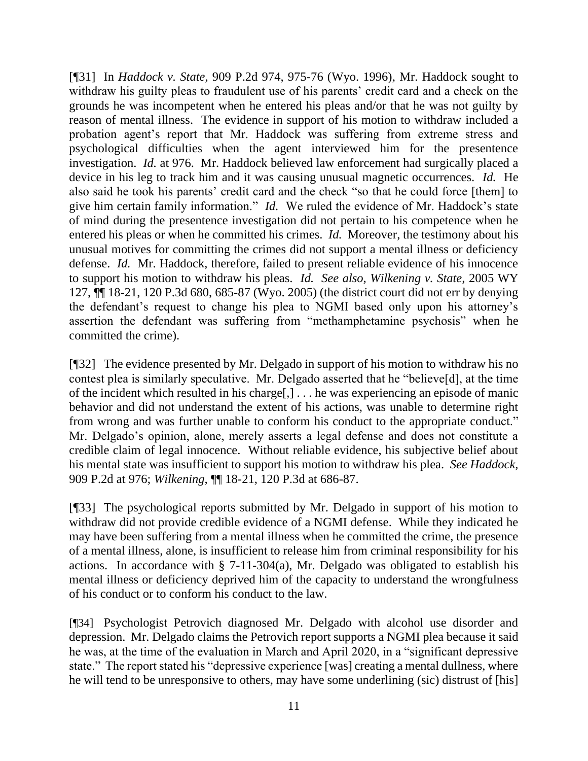[¶31] In *Haddock v. State*, 909 P.2d 974, 975-76 (Wyo. 1996), Mr. Haddock sought to withdraw his guilty pleas to fraudulent use of his parents' credit card and a check on the grounds he was incompetent when he entered his pleas and/or that he was not guilty by reason of mental illness. The evidence in support of his motion to withdraw included a probation agent's report that Mr. Haddock was suffering from extreme stress and psychological difficulties when the agent interviewed him for the presentence investigation. *Id.* at 976. Mr. Haddock believed law enforcement had surgically placed a device in his leg to track him and it was causing unusual magnetic occurrences. *Id.* He also said he took his parents' credit card and the check "so that he could force [them] to give him certain family information." *Id.* We ruled the evidence of Mr. Haddock's state of mind during the presentence investigation did not pertain to his competence when he entered his pleas or when he committed his crimes. *Id.* Moreover, the testimony about his unusual motives for committing the crimes did not support a mental illness or deficiency defense. *Id.* Mr. Haddock, therefore, failed to present reliable evidence of his innocence to support his motion to withdraw his pleas. *Id. See also*, *Wilkening v. State*, 2005 WY 127, ¶¶ 18-21, 120 P.3d 680, 685-87 (Wyo. 2005) (the district court did not err by denying the defendant's request to change his plea to NGMI based only upon his attorney's assertion the defendant was suffering from "methamphetamine psychosis" when he committed the crime).

[¶32] The evidence presented by Mr. Delgado in support of his motion to withdraw his no contest plea is similarly speculative. Mr. Delgado asserted that he "believe[d], at the time of the incident which resulted in his charge[,] . . . he was experiencing an episode of manic behavior and did not understand the extent of his actions, was unable to determine right from wrong and was further unable to conform his conduct to the appropriate conduct." Mr. Delgado's opinion, alone, merely asserts a legal defense and does not constitute a credible claim of legal innocence. Without reliable evidence, his subjective belief about his mental state was insufficient to support his motion to withdraw his plea. *See Haddock*, 909 P.2d at 976; *Wilkening*, ¶¶ 18-21, 120 P.3d at 686-87.

[¶33] The psychological reports submitted by Mr. Delgado in support of his motion to withdraw did not provide credible evidence of a NGMI defense. While they indicated he may have been suffering from a mental illness when he committed the crime, the presence of a mental illness, alone, is insufficient to release him from criminal responsibility for his actions. In accordance with § 7-11-304(a), Mr. Delgado was obligated to establish his mental illness or deficiency deprived him of the capacity to understand the wrongfulness of his conduct or to conform his conduct to the law.

[¶34] Psychologist Petrovich diagnosed Mr. Delgado with alcohol use disorder and depression. Mr. Delgado claims the Petrovich report supports a NGMI plea because it said he was, at the time of the evaluation in March and April 2020, in a "significant depressive state." The report stated his "depressive experience [was] creating a mental dullness, where he will tend to be unresponsive to others, may have some underlining (sic) distrust of [his]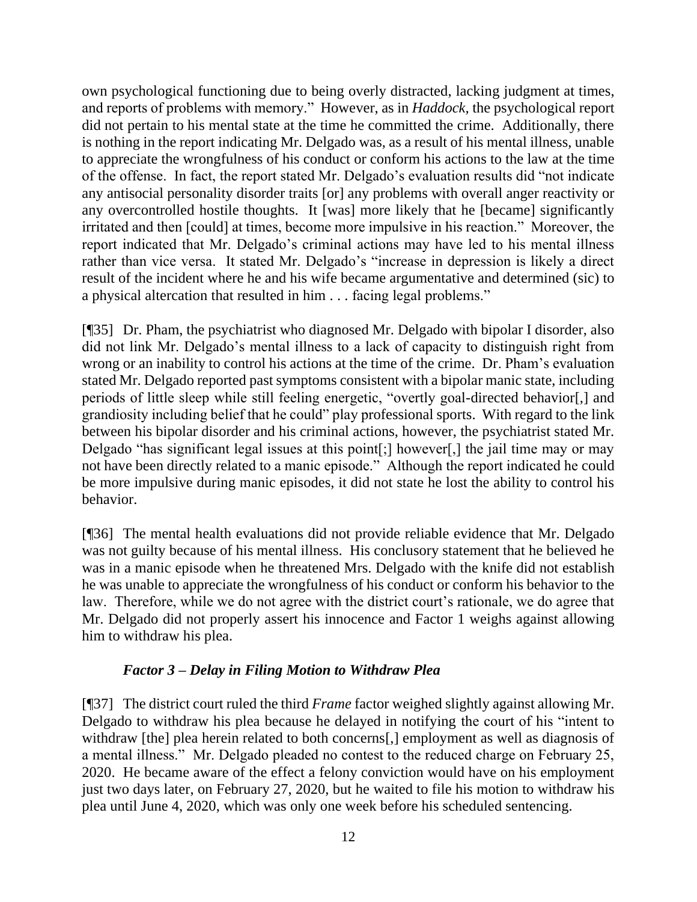own psychological functioning due to being overly distracted, lacking judgment at times, and reports of problems with memory." However, as in *Haddock*, the psychological report did not pertain to his mental state at the time he committed the crime. Additionally, there is nothing in the report indicating Mr. Delgado was, as a result of his mental illness, unable to appreciate the wrongfulness of his conduct or conform his actions to the law at the time of the offense. In fact, the report stated Mr. Delgado's evaluation results did "not indicate any antisocial personality disorder traits [or] any problems with overall anger reactivity or any overcontrolled hostile thoughts. It [was] more likely that he [became] significantly irritated and then [could] at times, become more impulsive in his reaction." Moreover, the report indicated that Mr. Delgado's criminal actions may have led to his mental illness rather than vice versa. It stated Mr. Delgado's "increase in depression is likely a direct result of the incident where he and his wife became argumentative and determined (sic) to a physical altercation that resulted in him . . . facing legal problems."

[¶35] Dr. Pham, the psychiatrist who diagnosed Mr. Delgado with bipolar I disorder, also did not link Mr. Delgado's mental illness to a lack of capacity to distinguish right from wrong or an inability to control his actions at the time of the crime. Dr. Pham's evaluation stated Mr. Delgado reported past symptoms consistent with a bipolar manic state, including periods of little sleep while still feeling energetic, "overtly goal-directed behavior[,] and grandiosity including belief that he could" play professional sports. With regard to the link between his bipolar disorder and his criminal actions, however, the psychiatrist stated Mr. Delgado "has significant legal issues at this point[;] however[,] the jail time may or may not have been directly related to a manic episode." Although the report indicated he could be more impulsive during manic episodes, it did not state he lost the ability to control his behavior.

[¶36] The mental health evaluations did not provide reliable evidence that Mr. Delgado was not guilty because of his mental illness. His conclusory statement that he believed he was in a manic episode when he threatened Mrs. Delgado with the knife did not establish he was unable to appreciate the wrongfulness of his conduct or conform his behavior to the law. Therefore, while we do not agree with the district court's rationale, we do agree that Mr. Delgado did not properly assert his innocence and Factor 1 weighs against allowing him to withdraw his plea.

### *Factor 3 – Delay in Filing Motion to Withdraw Plea*

[¶37] The district court ruled the third *Frame* factor weighed slightly against allowing Mr. Delgado to withdraw his plea because he delayed in notifying the court of his "intent to withdraw [the] plea herein related to both concerns[,] employment as well as diagnosis of a mental illness." Mr. Delgado pleaded no contest to the reduced charge on February 25, 2020. He became aware of the effect a felony conviction would have on his employment just two days later, on February 27, 2020, but he waited to file his motion to withdraw his plea until June 4, 2020, which was only one week before his scheduled sentencing.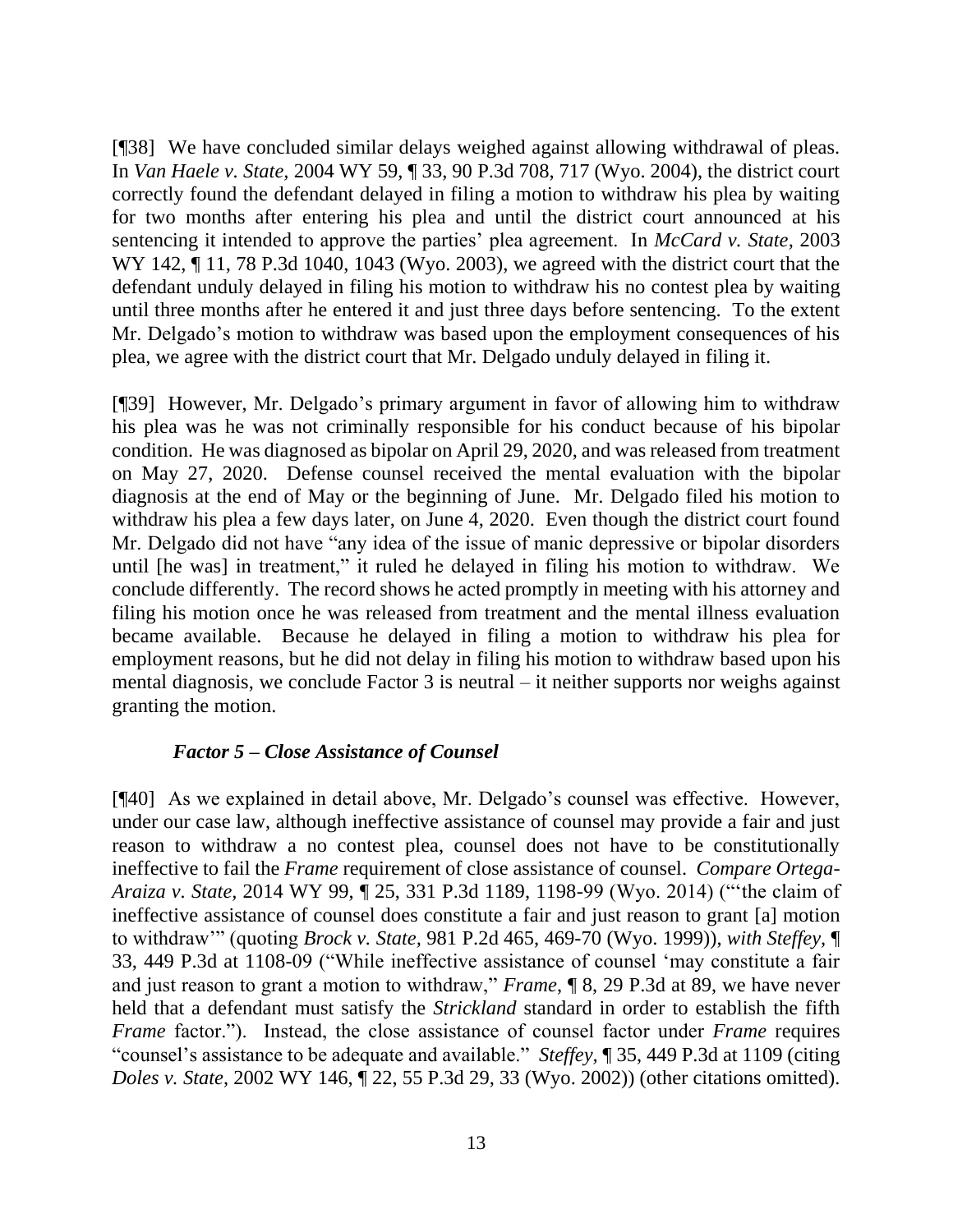[¶38] We have concluded similar delays weighed against allowing withdrawal of pleas. In *Van Haele v. State*, 2004 WY 59, ¶ 33, 90 P.3d 708, 717 (Wyo. 2004), the district court correctly found the defendant delayed in filing a motion to withdraw his plea by waiting for two months after entering his plea and until the district court announced at his sentencing it intended to approve the parties' plea agreement. In *McCard v. State*, 2003 WY 142, ¶ 11, 78 P.3d 1040, 1043 (Wyo. 2003), we agreed with the district court that the defendant unduly delayed in filing his motion to withdraw his no contest plea by waiting until three months after he entered it and just three days before sentencing. To the extent Mr. Delgado's motion to withdraw was based upon the employment consequences of his plea, we agree with the district court that Mr. Delgado unduly delayed in filing it.

[¶39] However, Mr. Delgado's primary argument in favor of allowing him to withdraw his plea was he was not criminally responsible for his conduct because of his bipolar condition. He was diagnosed as bipolar on April 29, 2020, and was released from treatment on May 27, 2020. Defense counsel received the mental evaluation with the bipolar diagnosis at the end of May or the beginning of June. Mr. Delgado filed his motion to withdraw his plea a few days later, on June 4, 2020. Even though the district court found Mr. Delgado did not have "any idea of the issue of manic depressive or bipolar disorders until [he was] in treatment," it ruled he delayed in filing his motion to withdraw. We conclude differently. The record shows he acted promptly in meeting with his attorney and filing his motion once he was released from treatment and the mental illness evaluation became available. Because he delayed in filing a motion to withdraw his plea for employment reasons, but he did not delay in filing his motion to withdraw based upon his mental diagnosis, we conclude Factor 3 is neutral – it neither supports nor weighs against granting the motion.

***Factor 5 – Close Assistance of Counsel***

[¶40] As we explained in detail above, Mr. Delgado's counsel was effective. However, under our case law, although ineffective assistance of counsel may provide a fair and just reason to withdraw a no contest plea, counsel does not have to be constitutionally ineffective to fail the *Frame* requirement of close assistance of counsel. *Compare Ortega-Araiza v. State*, 2014 WY 99, ¶ 25, 331 P.3d 1189, 1198-99 (Wyo. 2014) ("'the claim of ineffective assistance of counsel does constitute a fair and just reason to grant [a] motion to withdraw'" (quoting *Brock v. State*, 981 P.2d 465, 469-70 (Wyo. 1999)), *with Steffey*, ¶ 33, 449 P.3d at 1108-09 ("While ineffective assistance of counsel 'may constitute a fair and just reason to grant a motion to withdraw," *Frame*, ¶ 8, 29 P.3d at 89, we have never held that a defendant must satisfy the *Strickland* standard in order to establish the fifth *Frame* factor."). Instead, the close assistance of counsel factor under *Frame* requires "counsel's assistance to be adequate and available." *Steffey*, ¶ 35, 449 P.3d at 1109 (citing *Doles v. State*, 2002 WY 146, ¶ 22, 55 P.3d 29, 33 (Wyo. 2002)) (other citations omitted).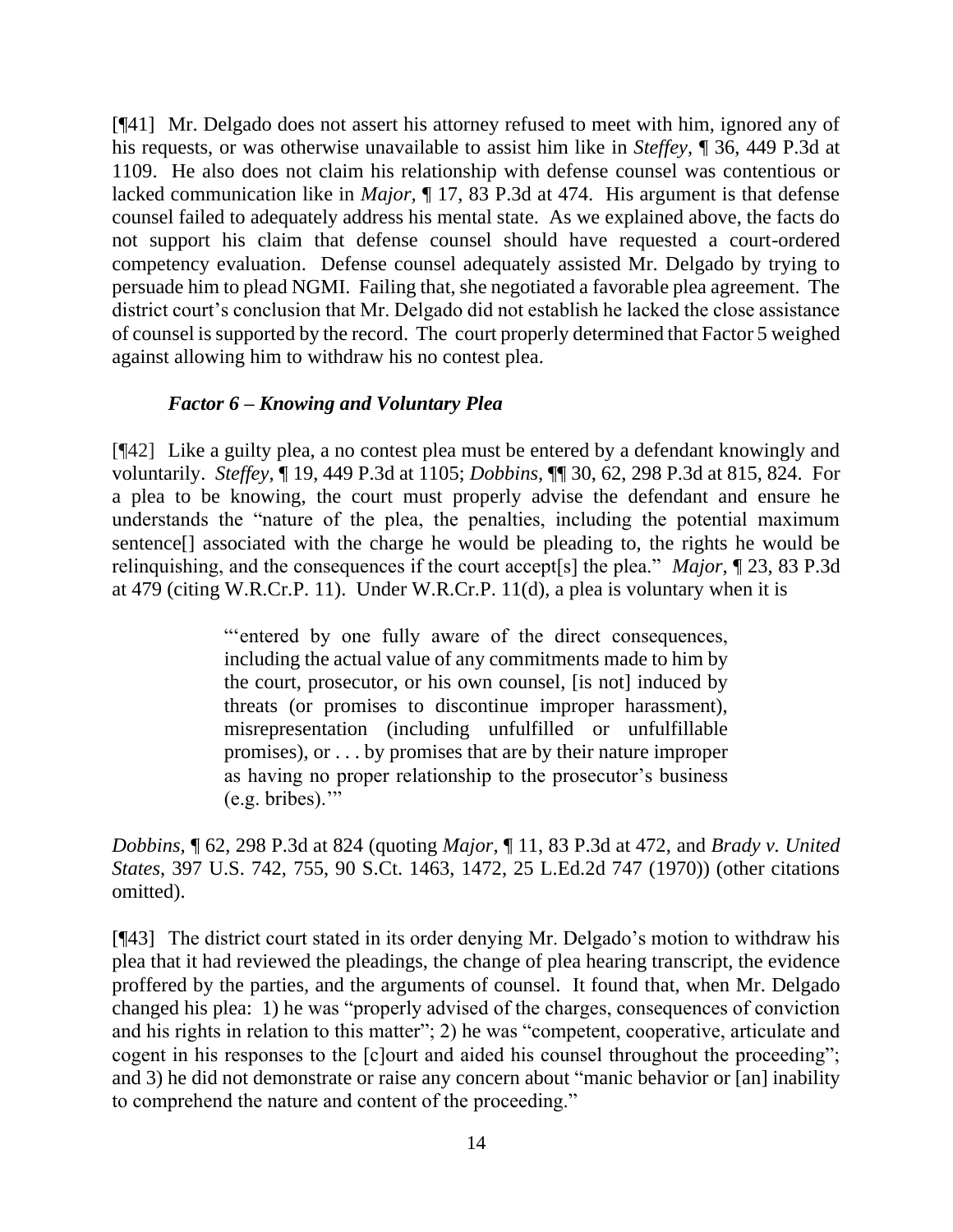[¶41] Mr. Delgado does not assert his attorney refused to meet with him, ignored any of his requests, or was otherwise unavailable to assist him like in *Steffey*, ¶ 36, 449 P.3d at 1109. He also does not claim his relationship with defense counsel was contentious or lacked communication like in *Major*, ¶ 17, 83 P.3d at 474. His argument is that defense counsel failed to adequately address his mental state. As we explained above, the facts do not support his claim that defense counsel should have requested a court-ordered competency evaluation. Defense counsel adequately assisted Mr. Delgado by trying to persuade him to plead NGMI. Failing that, she negotiated a favorable plea agreement. The district court's conclusion that Mr. Delgado did not establish he lacked the close assistance of counsel is supported by the record. The court properly determined that Factor 5 weighed against allowing him to withdraw his no contest plea.

***Factor 6 – Knowing and Voluntary Plea***

[¶42] Like a guilty plea, a no contest plea must be entered by a defendant knowingly and voluntarily. *Steffey*, ¶ 19, 449 P.3d at 1105; *Dobbins*, ¶¶ 30, 62, 298 P.3d at 815, 824. For a plea to be knowing, the court must properly advise the defendant and ensure he understands the "nature of the plea, the penalties, including the potential maximum sentence[] associated with the charge he would be pleading to, the rights he would be relinquishing, and the consequences if the court accept[s] the plea." *Major*, ¶ 23, 83 P.3d at 479 (citing W.R.Cr.P. 11). Under W.R.Cr.P. 11(d), a plea is voluntary when it is

> "'entered by one fully aware of the direct consequences, including the actual value of any commitments made to him by the court, prosecutor, or his own counsel, [is not] induced by threats (or promises to discontinue improper harassment), misrepresentation (including unfulfilled or unfulfillable promises), or . . . by promises that are by their nature improper as having no proper relationship to the prosecutor's business (e.g. bribes).'"

*Dobbins*, ¶ 62, 298 P.3d at 824 (quoting *Major*, ¶ 11, 83 P.3d at 472, and *Brady v. United States*, 397 U.S. 742, 755, 90 S.Ct. 1463, 1472, 25 L.Ed.2d 747 (1970)) (other citations omitted).

[¶43] The district court stated in its order denying Mr. Delgado's motion to withdraw his plea that it had reviewed the pleadings, the change of plea hearing transcript, the evidence proffered by the parties, and the arguments of counsel. It found that, when Mr. Delgado changed his plea: 1) he was "properly advised of the charges, consequences of conviction and his rights in relation to this matter"; 2) he was "competent, cooperative, articulate and cogent in his responses to the [c]ourt and aided his counsel throughout the proceeding"; and 3) he did not demonstrate or raise any concern about "manic behavior or [an] inability to comprehend the nature and content of the proceeding."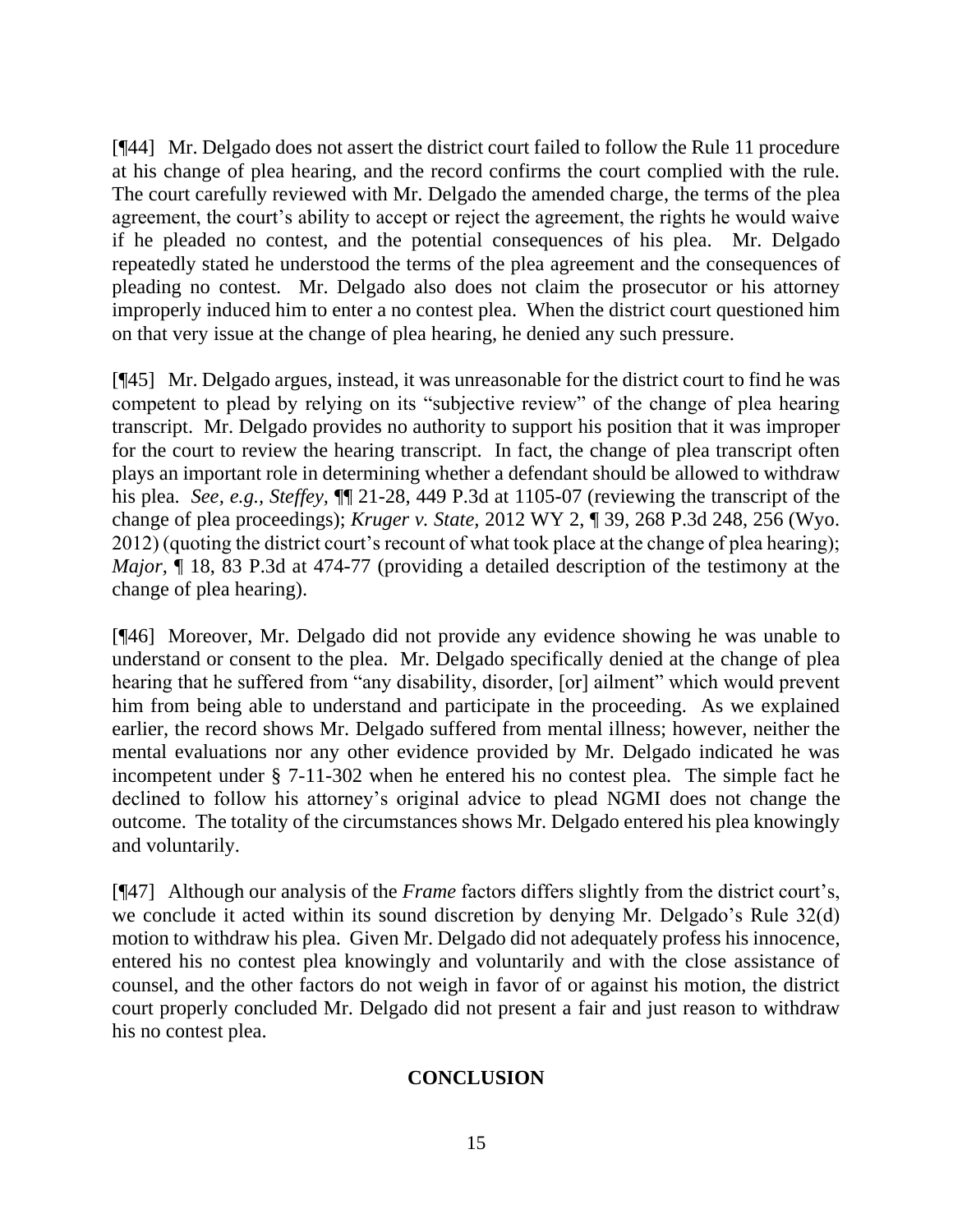[¶44] Mr. Delgado does not assert the district court failed to follow the Rule 11 procedure at his change of plea hearing, and the record confirms the court complied with the rule. The court carefully reviewed with Mr. Delgado the amended charge, the terms of the plea agreement, the court's ability to accept or reject the agreement, the rights he would waive if he pleaded no contest, and the potential consequences of his plea. Mr. Delgado repeatedly stated he understood the terms of the plea agreement and the consequences of pleading no contest. Mr. Delgado also does not claim the prosecutor or his attorney improperly induced him to enter a no contest plea. When the district court questioned him on that very issue at the change of plea hearing, he denied any such pressure.

[¶45] Mr. Delgado argues, instead, it was unreasonable for the district court to find he was competent to plead by relying on its "subjective review" of the change of plea hearing transcript. Mr. Delgado provides no authority to support his position that it was improper for the court to review the hearing transcript. In fact, the change of plea transcript often plays an important role in determining whether a defendant should be allowed to withdraw his plea. *See, e.g.*, *Steffey*, ¶¶ 21-28, 449 P.3d at 1105-07 (reviewing the transcript of the change of plea proceedings); *Kruger v. State*, 2012 WY 2, ¶ 39, 268 P.3d 248, 256 (Wyo. 2012) (quoting the district court's recount of what took place at the change of plea hearing); *Major*, ¶ 18, 83 P.3d at 474-77 (providing a detailed description of the testimony at the change of plea hearing).

[¶46] Moreover, Mr. Delgado did not provide any evidence showing he was unable to understand or consent to the plea. Mr. Delgado specifically denied at the change of plea hearing that he suffered from "any disability, disorder, [or] ailment" which would prevent him from being able to understand and participate in the proceeding. As we explained earlier, the record shows Mr. Delgado suffered from mental illness; however, neither the mental evaluations nor any other evidence provided by Mr. Delgado indicated he was incompetent under § 7-11-302 when he entered his no contest plea. The simple fact he declined to follow his attorney's original advice to plead NGMI does not change the outcome. The totality of the circumstances shows Mr. Delgado entered his plea knowingly and voluntarily.

[¶47] Although our analysis of the *Frame* factors differs slightly from the district court's, we conclude it acted within its sound discretion by denying Mr. Delgado's Rule 32(d) motion to withdraw his plea. Given Mr. Delgado did not adequately profess his innocence, entered his no contest plea knowingly and voluntarily and with the close assistance of counsel, and the other factors do not weigh in favor of or against his motion, the district court properly concluded Mr. Delgado did not present a fair and just reason to withdraw his no contest plea.

## CONCLUSION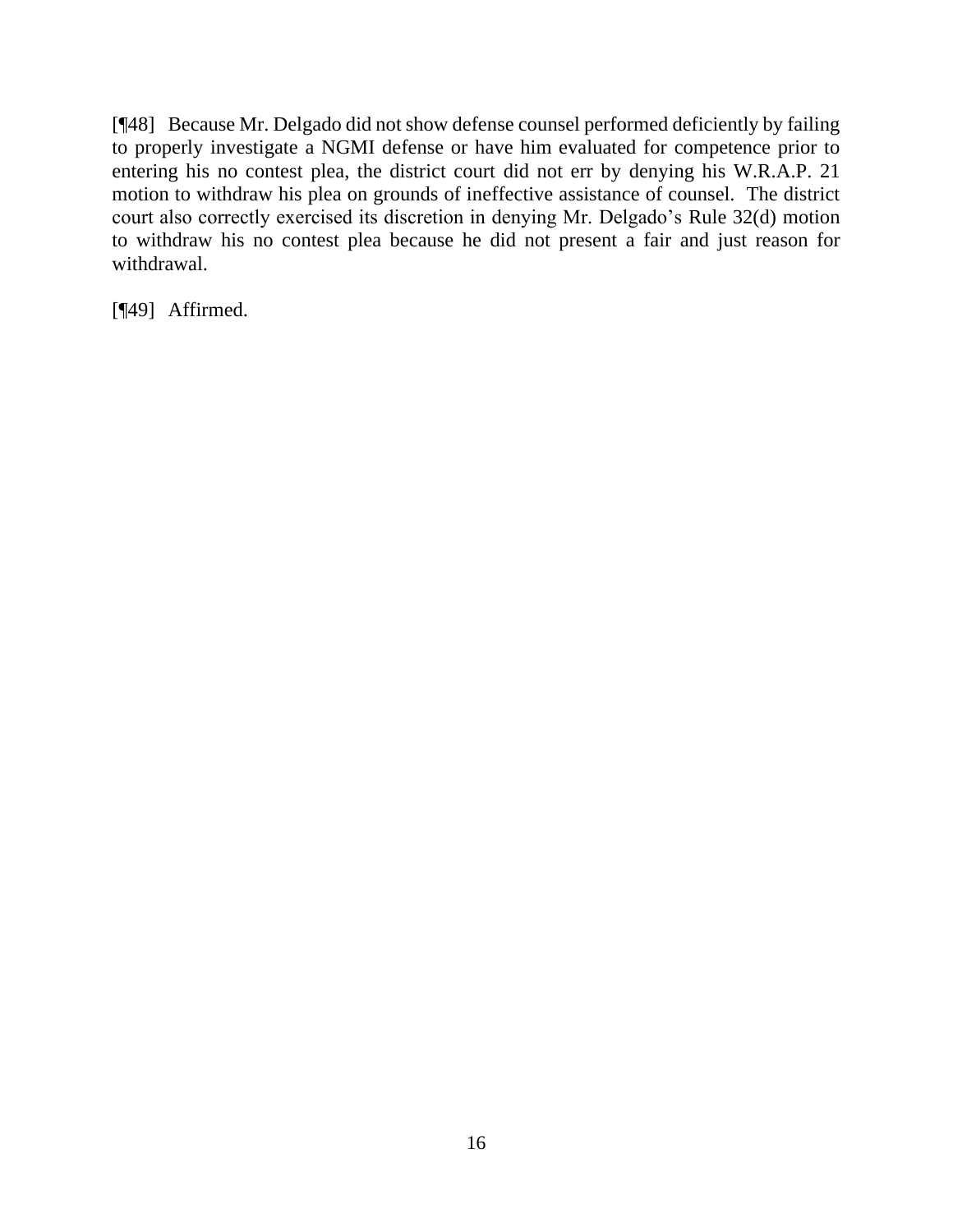[¶48] Because Mr. Delgado did not show defense counsel performed deficiently by failing to properly investigate a NGMI defense or have him evaluated for competence prior to entering his no contest plea, the district court did not err by denying his W.R.A.P. 21 motion to withdraw his plea on grounds of ineffective assistance of counsel. The district court also correctly exercised its discretion in denying Mr. Delgado's Rule 32(d) motion to withdraw his no contest plea because he did not present a fair and just reason for withdrawal.

[¶49] Affirmed.